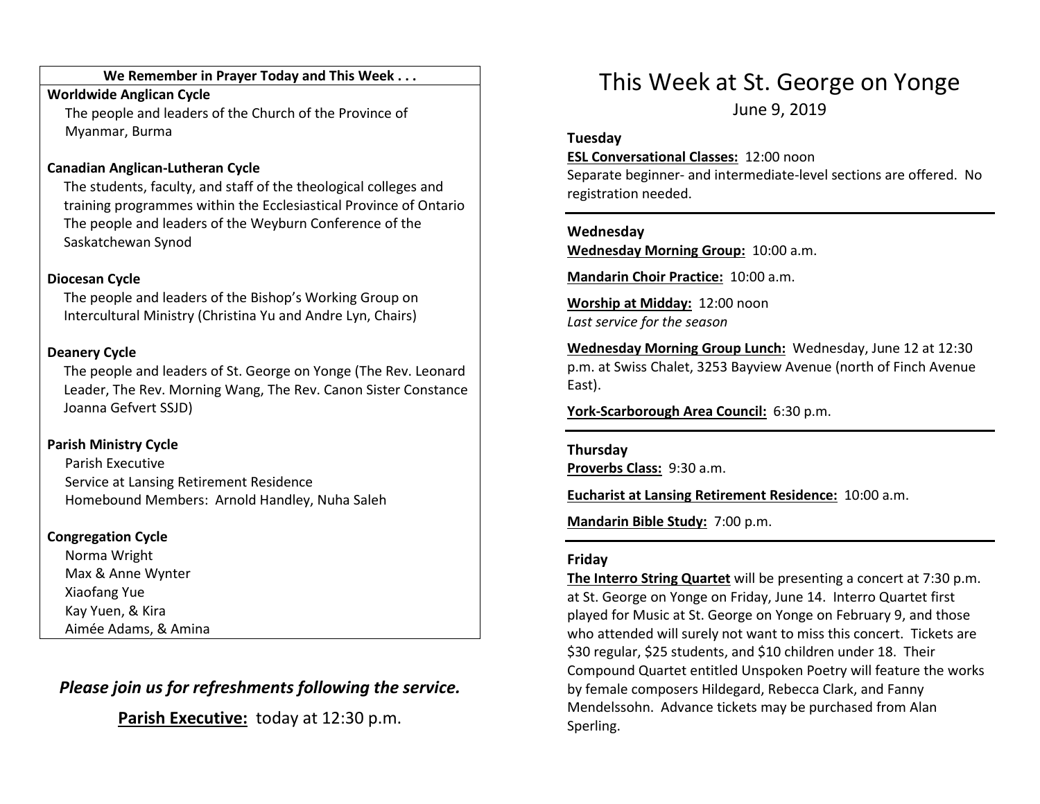**We Remember in Prayer Today and This Week . . .**

**Worldwide Anglican Cycle**

The people and leaders of the Church of the Province of Myanmar, Burma

**Canadian Anglican-Lutheran Cycle**

The students, faculty, and staff of the theological colleges and training programmes within the Ecclesiastical Province of Ontario
The people and leaders of the Weyburn Conference of the Saskatchewan Synod

**Diocesan Cycle**

The people and leaders of the Bishop's Working Group on Intercultural Ministry (Christina Yu and Andre Lyn, Chairs)

**Deanery Cycle**

The people and leaders of St. George on Yonge (The Rev. Leonard Leader, The Rev. Morning Wang, The Rev. Canon Sister Constance Joanna Gefvert SSJD)

**Parish Ministry Cycle**

Parish Executive
Service at Lansing Retirement Residence
Homebound Members: Arnold Handley, Nuha Saleh

**Congregation Cycle**

Norma Wright
Max & Anne Wynter
Xiaofang Yue
Kay Yuen, & Kira
Aimée Adams, & Amina

***Please join us for refreshments following the service.***

**Parish Executive:** today at 12:30 p.m.

# This Week at St. George on Yonge

June 9, 2019

**Tuesday**

**ESL Conversational Classes:** 12:00 noon
Separate beginner- and intermediate-level sections are offered. No registration needed.

---

**Wednesday**

**Wednesday Morning Group:** 10:00 a.m.

**Mandarin Choir Practice:** 10:00 a.m.

**Worship at Midday:** 12:00 noon
*Last service for the season*

**Wednesday Morning Group Lunch:** Wednesday, June 12 at 12:30 p.m. at Swiss Chalet, 3253 Bayview Avenue (north of Finch Avenue East).

**York-Scarborough Area Council:** 6:30 p.m.

---

**Thursday**

**Proverbs Class:** 9:30 a.m.

**Eucharist at Lansing Retirement Residence:** 10:00 a.m.

**Mandarin Bible Study:** 7:00 p.m.

---

**Friday**

**The Interro String Quartet** will be presenting a concert at 7:30 p.m. at St. George on Yonge on Friday, June 14. Interro Quartet first played for Music at St. George on Yonge on February 9, and those who attended will surely not want to miss this concert. Tickets are $30 regular, $25 students, and $10 children under 18. Their Compound Quartet entitled Unspoken Poetry will feature the works by female composers Hildegard, Rebecca Clark, and Fanny Mendelssohn. Advance tickets may be purchased from Alan Sperling.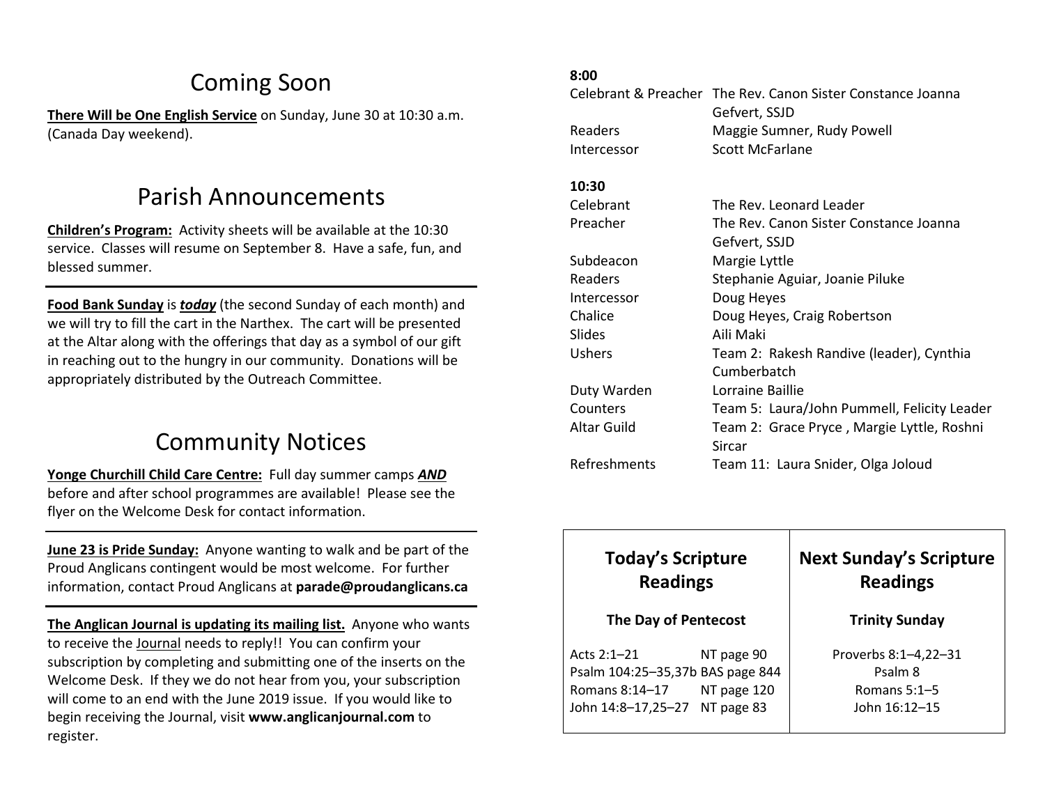## Coming Soon

**There Will be One English Service** on Sunday, June 30 at 10:30 a.m. (Canada Day weekend).

## Parish Announcements

**Children's Program:** Activity sheets will be available at the 10:30 service. Classes will resume on September 8. Have a safe, fun, and blessed summer.

---

**Food Bank Sunday** is ***today*** (the second Sunday of each month) and we will try to fill the cart in the Narthex. The cart will be presented at the Altar along with the offerings that day as a symbol of our gift in reaching out to the hungry in our community. Donations will be appropriately distributed by the Outreach Committee.

## Community Notices

**Yonge Churchill Child Care Centre:** Full day summer camps ***AND*** before and after school programmes are available! Please see the flyer on the Welcome Desk for contact information.

---

**June 23 is Pride Sunday:** Anyone wanting to walk and be part of the Proud Anglicans contingent would be most welcome. For further information, contact Proud Anglicans at **parade@proudanglicans.ca**

---

**The Anglican Journal is updating its mailing list.** Anyone who wants to receive the Journal needs to reply!! You can confirm your subscription by completing and submitting one of the inserts on the Welcome Desk. If they we do not hear from you, your subscription will come to an end with the June 2019 issue. If you would like to begin receiving the Journal, visit **www.anglicanjournal.com** to register.

**8:00**

| | |
|---|---|
| Celebrant & Preacher | The Rev. Canon Sister Constance Joanna Gefvert, SSJD |
| Readers | Maggie Sumner, Rudy Powell |
| Intercessor | Scott McFarlane |

**10:30**

| | |
|---|---|
| Celebrant | The Rev. Leonard Leader |
| Preacher | The Rev. Canon Sister Constance Joanna Gefvert, SSJD |
| Subdeacon | Margie Lyttle |
| Readers | Stephanie Aguiar, Joanie Piluke |
| Intercessor | Doug Heyes |
| Chalice | Doug Heyes, Craig Robertson |
| Slides | Aili Maki |
| Ushers | Team 2: Rakesh Randive (leader), Cynthia Cumberbatch |
| Duty Warden | Lorraine Baillie |
| Counters | Team 5: Laura/John Pummell, Felicity Leader |
| Altar Guild | Team 2: Grace Pryce , Margie Lyttle, Roshni Sircar |
| Refreshments | Team 11: Laura Snider, Olga Joloud |

### Today's Scripture Readings

**The Day of Pentecost**

| | |
|---|---|
| Acts 2:1–21 | NT page 90 |
| Psalm 104:25–35,37b | BAS page 844 |
| Romans 8:14–17 | NT page 120 |
| John 14:8–17,25–27 | NT page 83 |

### Next Sunday's Scripture Readings

**Trinity Sunday**

Proverbs 8:1–4,22–31
Psalm 8
Romans 5:1–5
John 16:12–15